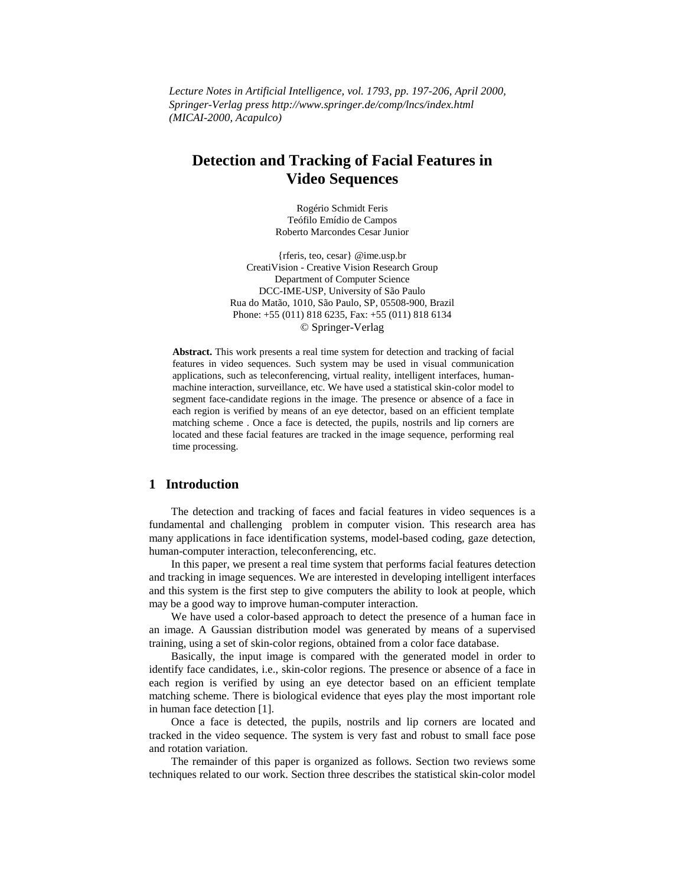*Lecture Notes in Artificial Intelligence, vol. 1793, pp. 197-206, April 2000, Springer-Verlag press http://www.springer.de/comp/lncs/index.html (MICAI-2000, Acapulco)*

# Detection and Tracking of Facial Features in Video Sequences

Rogério Schmidt Feris
Teófilo Emídio de Campos
Roberto Marcondes Cesar Junior

{rferis, teo, cesar} @ime.usp.br
CreatiVision - Creative Vision Research Group
Department of Computer Science
DCC-IME-USP, University of São Paulo
Rua do Matão, 1010, São Paulo, SP, 05508-900, Brazil
Phone: +55 (011) 818 6235, Fax: +55 (011) 818 6134
© Springer-Verlag

**Abstract.** This work presents a real time system for detection and tracking of facial features in video sequences. Such system may be used in visual communication applications, such as teleconferencing, virtual reality, intelligent interfaces, human-machine interaction, surveillance, etc. We have used a statistical skin-color model to segment face-candidate regions in the image. The presence or absence of a face in each region is verified by means of an eye detector, based on an efficient template matching scheme . Once a face is detected, the pupils, nostrils and lip corners are located and these facial features are tracked in the image sequence, performing real time processing.

## 1 Introduction

The detection and tracking of faces and facial features in video sequences is a fundamental and challenging problem in computer vision. This research area has many applications in face identification systems, model-based coding, gaze detection, human-computer interaction, teleconferencing, etc.

In this paper, we present a real time system that performs facial features detection and tracking in image sequences. We are interested in developing intelligent interfaces and this system is the first step to give computers the ability to look at people, which may be a good way to improve human-computer interaction.

We have used a color-based approach to detect the presence of a human face in an image. A Gaussian distribution model was generated by means of a supervised training, using a set of skin-color regions, obtained from a color face database.

Basically, the input image is compared with the generated model in order to identify face candidates, i.e., skin-color regions. The presence or absence of a face in each region is verified by using an eye detector based on an efficient template matching scheme. There is biological evidence that eyes play the most important role in human face detection [1].

Once a face is detected, the pupils, nostrils and lip corners are located and tracked in the video sequence. The system is very fast and robust to small face pose and rotation variation.

The remainder of this paper is organized as follows. Section two reviews some techniques related to our work. Section three describes the statistical skin-color model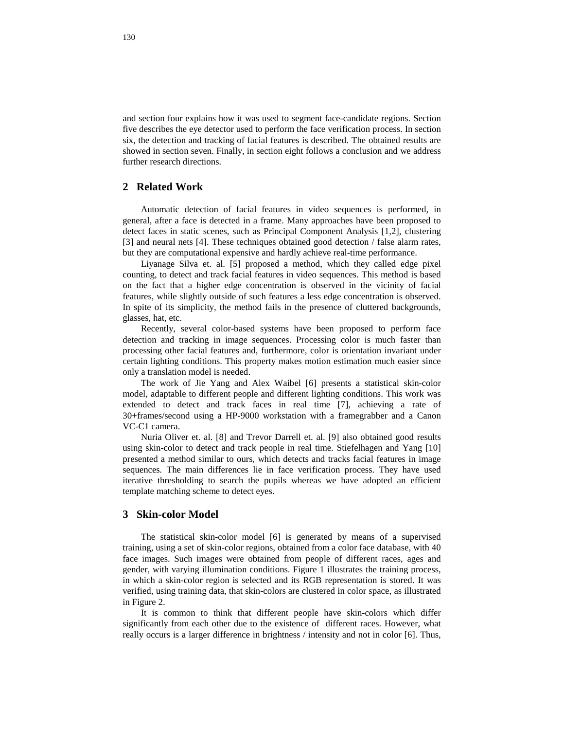and section four explains how it was used to segment face-candidate regions. Section five describes the eye detector used to perform the face verification process. In section six, the detection and tracking of facial features is described. The obtained results are showed in section seven. Finally, in section eight follows a conclusion and we address further research directions.

## 2 Related Work

Automatic detection of facial features in video sequences is performed, in general, after a face is detected in a frame. Many approaches have been proposed to detect faces in static scenes, such as Principal Component Analysis [1,2], clustering [3] and neural nets [4]. These techniques obtained good detection / false alarm rates, but they are computational expensive and hardly achieve real-time performance.

Liyanage Silva et. al. [5] proposed a method, which they called edge pixel counting, to detect and track facial features in video sequences. This method is based on the fact that a higher edge concentration is observed in the vicinity of facial features, while slightly outside of such features a less edge concentration is observed. In spite of its simplicity, the method fails in the presence of cluttered backgrounds, glasses, hat, etc.

Recently, several color-based systems have been proposed to perform face detection and tracking in image sequences. Processing color is much faster than processing other facial features and, furthermore, color is orientation invariant under certain lighting conditions. This property makes motion estimation much easier since only a translation model is needed.

The work of Jie Yang and Alex Waibel [6] presents a statistical skin-color model, adaptable to different people and different lighting conditions. This work was extended to detect and track faces in real time [7], achieving a rate of 30+frames/second using a HP-9000 workstation with a framegrabber and a Canon VC-C1 camera.

Nuria Oliver et. al. [8] and Trevor Darrell et. al. [9] also obtained good results using skin-color to detect and track people in real time. Stiefelhagen and Yang [10] presented a method similar to ours, which detects and tracks facial features in image sequences. The main differences lie in face verification process. They have used iterative thresholding to search the pupils whereas we have adopted an efficient template matching scheme to detect eyes.

## 3 Skin-color Model

The statistical skin-color model [6] is generated by means of a supervised training, using a set of skin-color regions, obtained from a color face database, with 40 face images. Such images were obtained from people of different races, ages and gender, with varying illumination conditions. Figure 1 illustrates the training process, in which a skin-color region is selected and its RGB representation is stored. It was verified, using training data, that skin-colors are clustered in color space, as illustrated in Figure 2.

It is common to think that different people have skin-colors which differ significantly from each other due to the existence of different races. However, what really occurs is a larger difference in brightness / intensity and not in color [6]. Thus,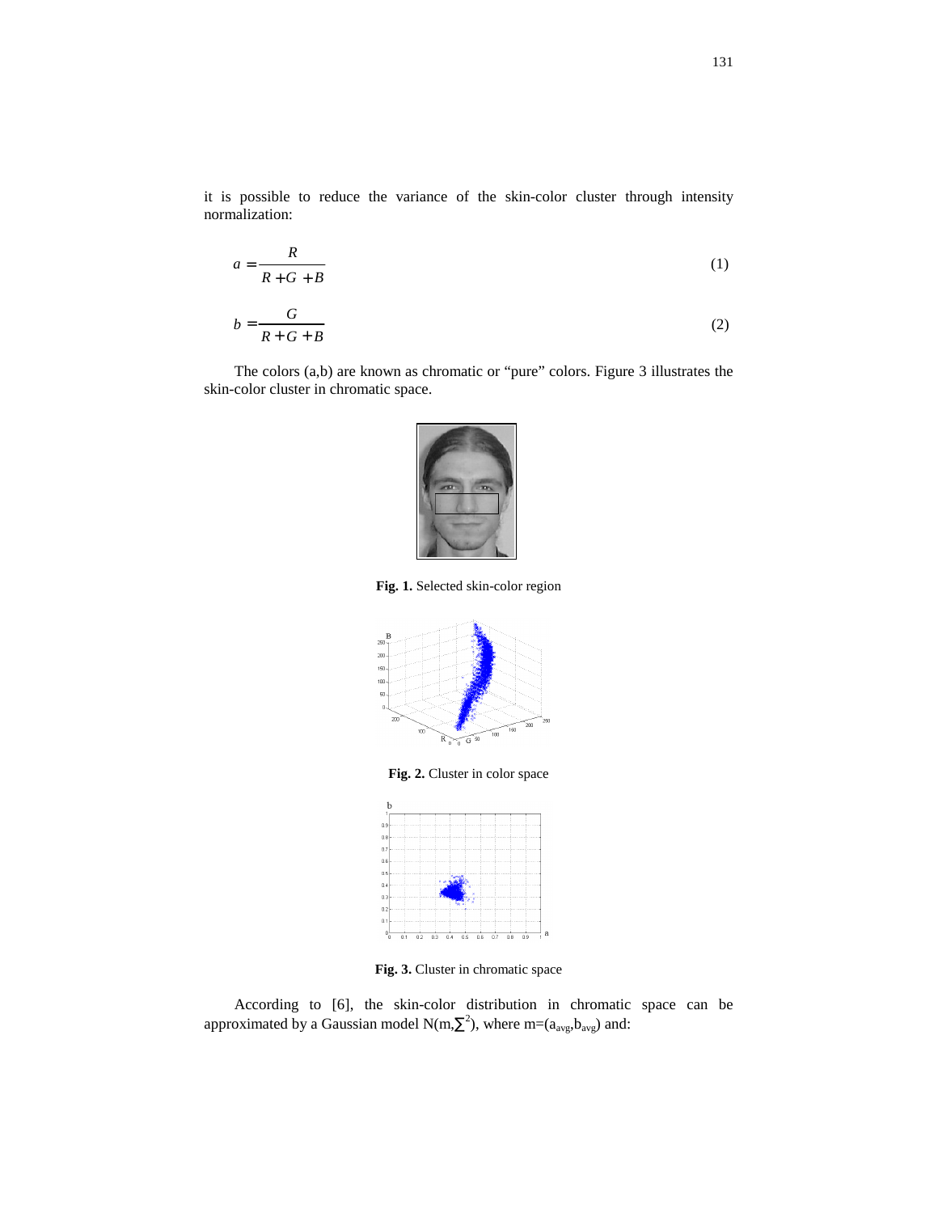it is possible to reduce the variance of the skin-color cluster through intensity normalization:

$$a = \frac{R}{R + G + B} \tag{1}$$

$$b = \frac{G}{R + G + B} \tag{2}$$

The colors (a,b) are known as chromatic or "pure" colors. Figure 3 illustrates the skin-color cluster in chromatic space.

**Fig. 1.** Selected skin-color region

**Fig. 2.** Cluster in color space

**Fig. 3.** Cluster in chromatic space

According to [6], the skin-color distribution in chromatic space can be approximated by a Gaussian model $N(m, \sum^2)$, where $m=(a_{avg}, b_{avg})$ and: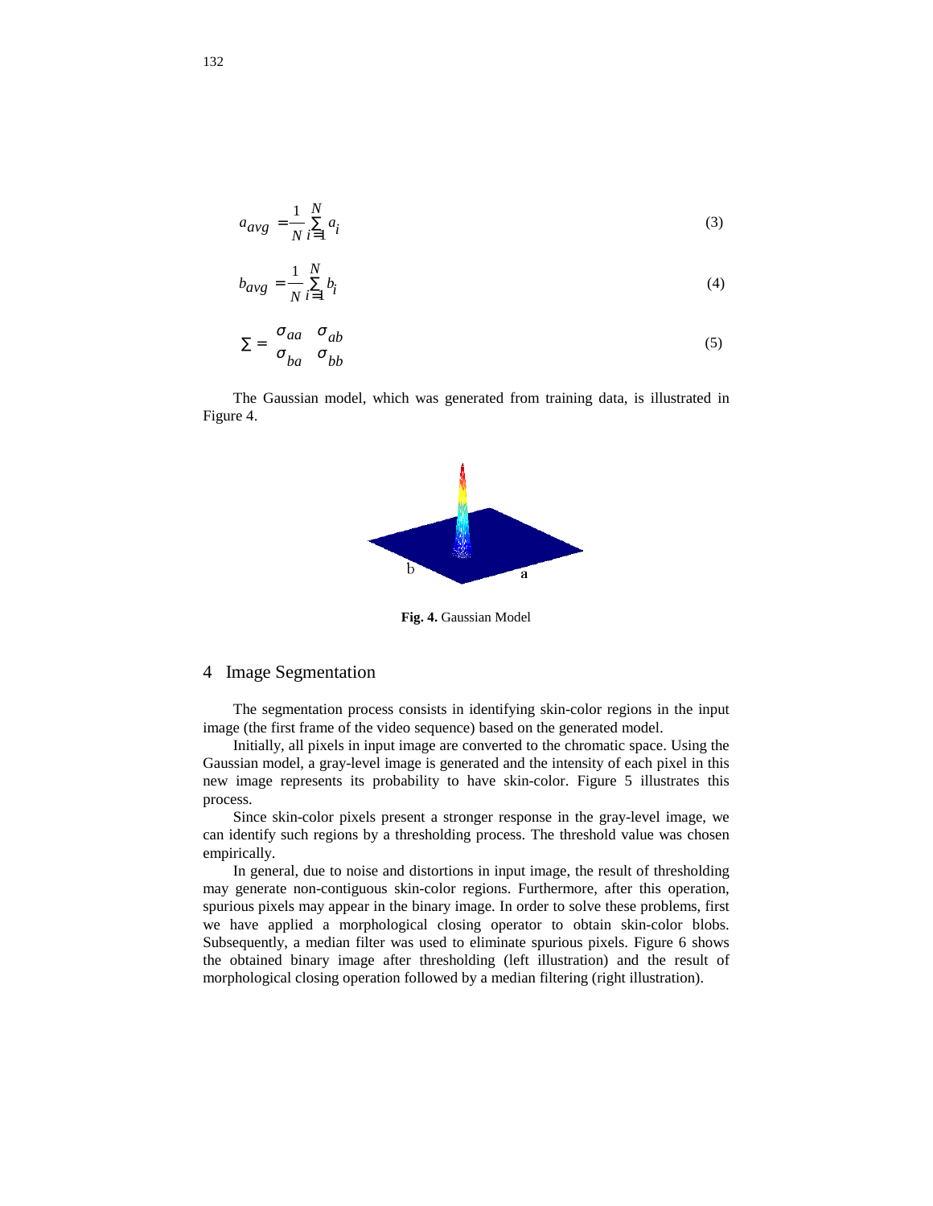$$a_{avg} = \frac{1}{N}\sum_{i=1}^{N} a_i \tag{3}$$

$$b_{avg} = \frac{1}{N}\sum_{i=1}^{N} b_i \tag{4}$$

$$\Sigma = \begin{bmatrix} \sigma_{aa} & \sigma_{ab} \\ \sigma_{ba} & \sigma_{bb} \end{bmatrix} \tag{5}$$

The Gaussian model, which was generated from training data, is illustrated in Figure 4.

**Fig. 4.** Gaussian Model

## 4 Image Segmentation

The segmentation process consists in identifying skin-color regions in the input image (the first frame of the video sequence) based on the generated model.

Initially, all pixels in input image are converted to the chromatic space. Using the Gaussian model, a gray-level image is generated and the intensity of each pixel in this new image represents its probability to have skin-color. Figure 5 illustrates this process.

Since skin-color pixels present a stronger response in the gray-level image, we can identify such regions by a thresholding process. The threshold value was chosen empirically.

In general, due to noise and distortions in input image, the result of thresholding may generate non-contiguous skin-color regions. Furthermore, after this operation, spurious pixels may appear in the binary image. In order to solve these problems, first we have applied a morphological closing operator to obtain skin-color blobs. Subsequently, a median filter was used to eliminate spurious pixels. Figure 6 shows the obtained binary image after thresholding (left illustration) and the result of morphological closing operation followed by a median filtering (right illustration).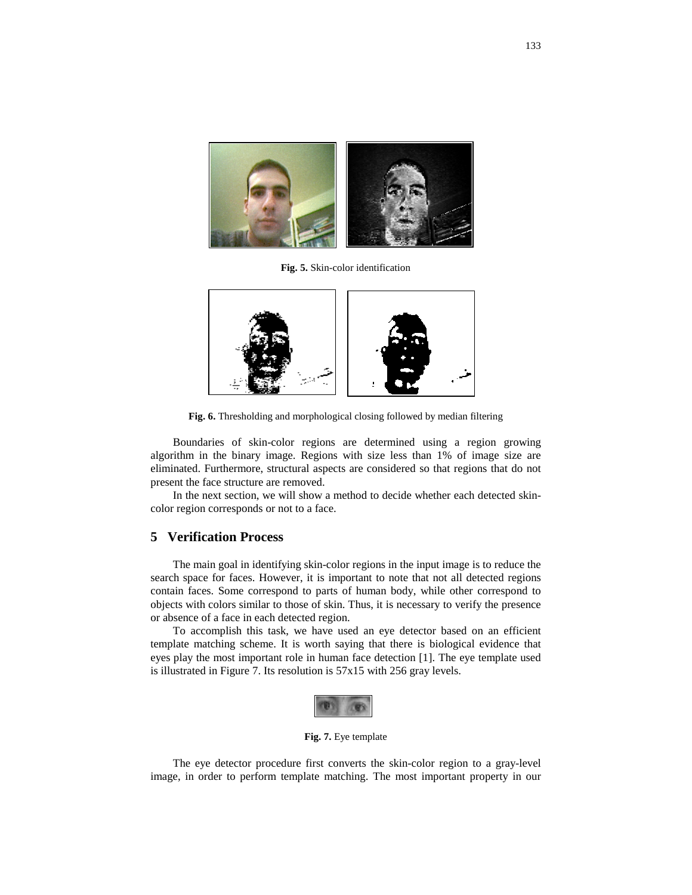**Fig. 5.** Skin-color identification

**Fig. 6.** Thresholding and morphological closing followed by median filtering

Boundaries of skin-color regions are determined using a region growing algorithm in the binary image. Regions with size less than 1% of image size are eliminated. Furthermore, structural aspects are considered so that regions that do not present the face structure are removed.

In the next section, we will show a method to decide whether each detected skin-color region corresponds or not to a face.

## 5 Verification Process

The main goal in identifying skin-color regions in the input image is to reduce the search space for faces. However, it is important to note that not all detected regions contain faces. Some correspond to parts of human body, while other correspond to objects with colors similar to those of skin. Thus, it is necessary to verify the presence or absence of a face in each detected region.

To accomplish this task, we have used an eye detector based on an efficient template matching scheme. It is worth saying that there is biological evidence that eyes play the most important role in human face detection [1]. The eye template used is illustrated in Figure 7. Its resolution is 57x15 with 256 gray levels.

**Fig. 7.** Eye template

The eye detector procedure first converts the skin-color region to a gray-level image, in order to perform template matching. The most important property in our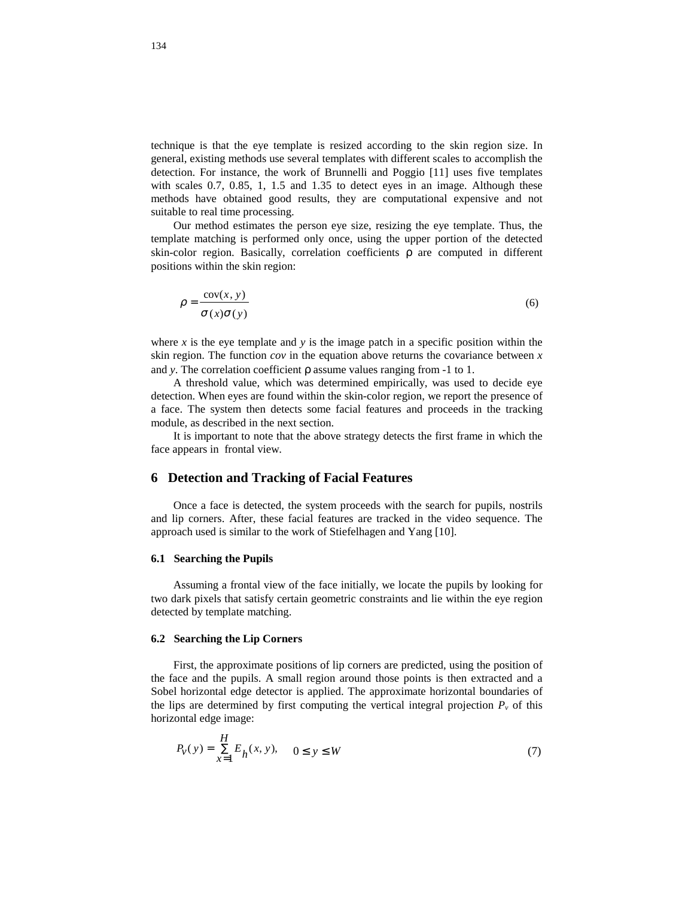technique is that the eye template is resized according to the skin region size. In general, existing methods use several templates with different scales to accomplish the detection. For instance, the work of Brunnelli and Poggio [11] uses five templates with scales 0.7, 0.85, 1, 1.5 and 1.35 to detect eyes in an image. Although these methods have obtained good results, they are computational expensive and not suitable to real time processing.

Our method estimates the person eye size, resizing the eye template. Thus, the template matching is performed only once, using the upper portion of the detected skin-color region. Basically, correlation coefficients $\rho$ are computed in different positions within the skin region:

$$\rho = \frac{\text{cov}(x, y)}{\sigma(x)\sigma(y)} \tag{6}$$

where $x$ is the eye template and $y$ is the image patch in a specific position within the skin region. The function *cov* in the equation above returns the covariance between $x$ and $y$. The correlation coefficient $\rho$ assume values ranging from -1 to 1.

A threshold value, which was determined empirically, was used to decide eye detection. When eyes are found within the skin-color region, we report the presence of a face. The system then detects some facial features and proceeds in the tracking module, as described in the next section.

It is important to note that the above strategy detects the first frame in which the face appears in frontal view.

## 6 Detection and Tracking of Facial Features

Once a face is detected, the system proceeds with the search for pupils, nostrils and lip corners. After, these facial features are tracked in the video sequence. The approach used is similar to the work of Stiefelhagen and Yang [10].

### 6.1 Searching the Pupils

Assuming a frontal view of the face initially, we locate the pupils by looking for two dark pixels that satisfy certain geometric constraints and lie within the eye region detected by template matching.

### 6.2 Searching the Lip Corners

First, the approximate positions of lip corners are predicted, using the position of the face and the pupils. A small region around those points is then extracted and a Sobel horizontal edge detector is applied. The approximate horizontal boundaries of the lips are determined by first computing the vertical integral projection $P_v$ of this horizontal edge image:

$$P_V(y) = \sum_{x=1}^{H} E_h(x, y), \quad 0 \le y \le W \tag{7}$$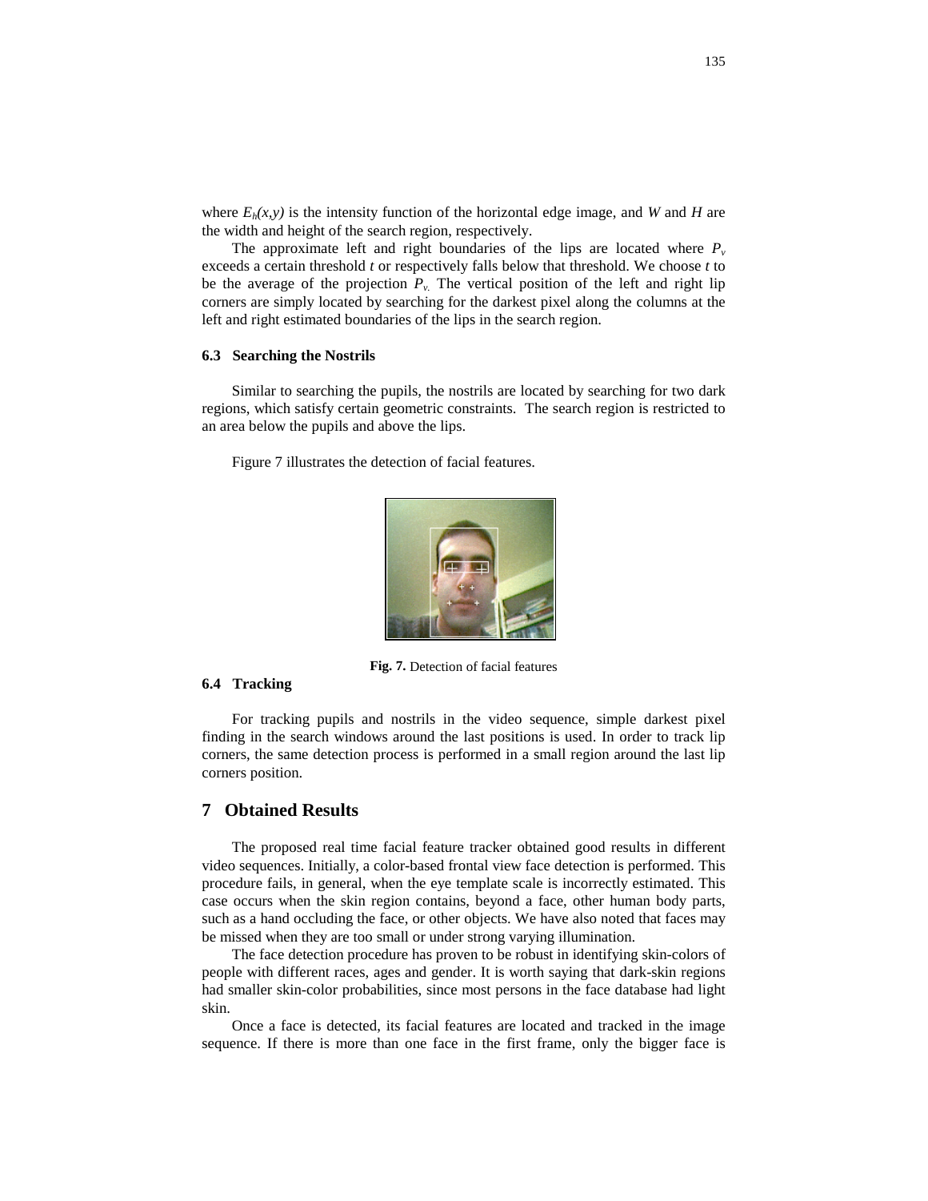where $E_h(x,y)$ is the intensity function of the horizontal edge image, and $W$ and $H$ are the width and height of the search region, respectively.

The approximate left and right boundaries of the lips are located where $P_v$ exceeds a certain threshold $t$ or respectively falls below that threshold. We choose $t$ to be the average of the projection $P_v$. The vertical position of the left and right lip corners are simply located by searching for the darkest pixel along the columns at the left and right estimated boundaries of the lips in the search region.

### 6.3 Searching the Nostrils

Similar to searching the pupils, the nostrils are located by searching for two dark regions, which satisfy certain geometric constraints. The search region is restricted to an area below the pupils and above the lips.

Figure 7 illustrates the detection of facial features.

**Fig. 7.** Detection of facial features

### 6.4 Tracking

For tracking pupils and nostrils in the video sequence, simple darkest pixel finding in the search windows around the last positions is used. In order to track lip corners, the same detection process is performed in a small region around the last lip corners position.

## 7 Obtained Results

The proposed real time facial feature tracker obtained good results in different video sequences. Initially, a color-based frontal view face detection is performed. This procedure fails, in general, when the eye template scale is incorrectly estimated. This case occurs when the skin region contains, beyond a face, other human body parts, such as a hand occluding the face, or other objects. We have also noted that faces may be missed when they are too small or under strong varying illumination.

The face detection procedure has proven to be robust in identifying skin-colors of people with different races, ages and gender. It is worth saying that dark-skin regions had smaller skin-color probabilities, since most persons in the face database had light skin.

Once a face is detected, its facial features are located and tracked in the image sequence. If there is more than one face in the first frame, only the bigger face is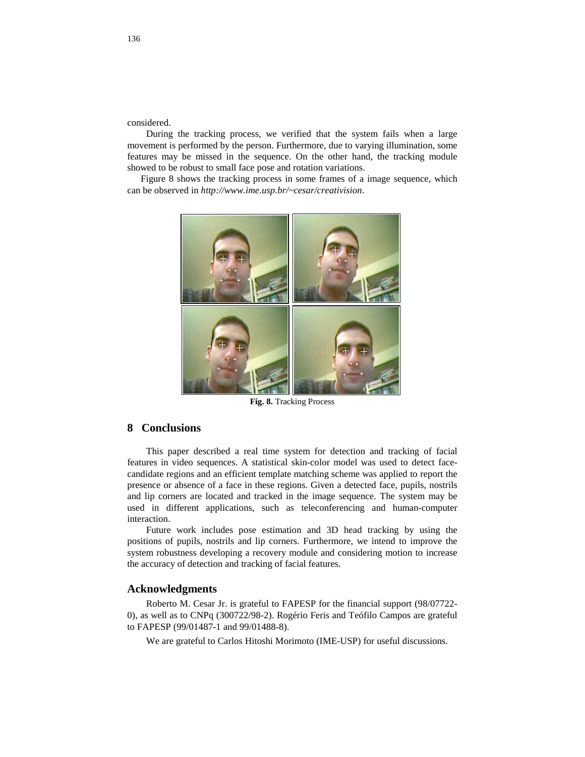considered.

During the tracking process, we verified that the system fails when a large movement is performed by the person. Furthermore, due to varying illumination, some features may be missed in the sequence. On the other hand, the tracking module showed to be robust to small face pose and rotation variations.

Figure 8 shows the tracking process in some frames of a image sequence, which can be observed in *http://www.ime.usp.br/~cesar/creativision*.

**Fig. 8.** Tracking Process

## 8 Conclusions

This paper described a real time system for detection and tracking of facial features in video sequences. A statistical skin-color model was used to detect face-candidate regions and an efficient template matching scheme was applied to report the presence or absence of a face in these regions. Given a detected face, pupils, nostrils and lip corners are located and tracked in the image sequence. The system may be used in different applications, such as teleconferencing and human-computer interaction.

Future work includes pose estimation and 3D head tracking by using the positions of pupils, nostrils and lip corners. Furthermore, we intend to improve the system robustness developing a recovery module and considering motion to increase the accuracy of detection and tracking of facial features.

## Acknowledgments

Roberto M. Cesar Jr. is grateful to FAPESP for the financial support (98/07722-0), as well as to CNPq (300722/98-2). Rogério Feris and Teófilo Campos are grateful to FAPESP (99/01487-1 and 99/01488-8).

We are grateful to Carlos Hitoshi Morimoto (IME-USP) for useful discussions.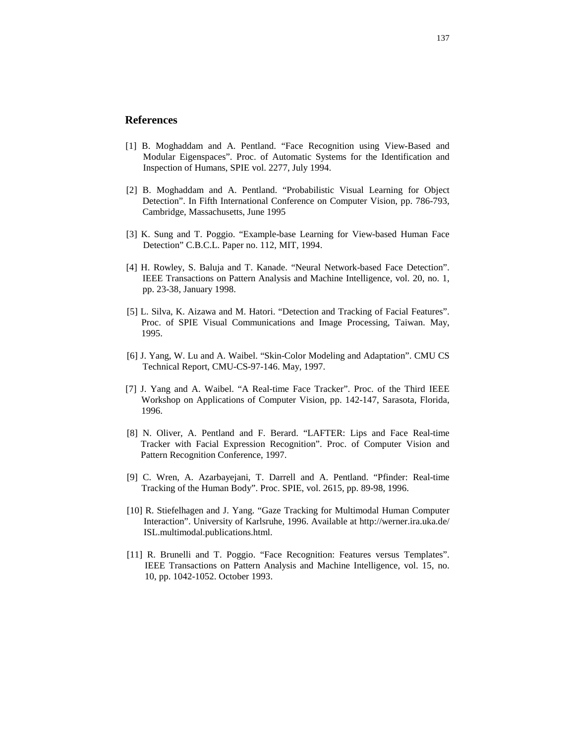## References

[1] B. Moghaddam and A. Pentland. “Face Recognition using View-Based and Modular Eigenspaces”. Proc. of Automatic Systems for the Identification and Inspection of Humans, SPIE vol. 2277, July 1994.

[2] B. Moghaddam and A. Pentland. “Probabilistic Visual Learning for Object Detection”. In Fifth International Conference on Computer Vision, pp. 786-793, Cambridge, Massachusetts, June 1995

[3] K. Sung and T. Poggio. “Example-base Learning for View-based Human Face Detection” C.B.C.L. Paper no. 112, MIT, 1994.

[4] H. Rowley, S. Baluja and T. Kanade. “Neural Network-based Face Detection”. IEEE Transactions on Pattern Analysis and Machine Intelligence, vol. 20, no. 1, pp. 23-38, January 1998.

[5] L. Silva, K. Aizawa and M. Hatori. “Detection and Tracking of Facial Features”. Proc. of SPIE Visual Communications and Image Processing, Taiwan. May, 1995.

[6] J. Yang, W. Lu and A. Waibel. “Skin-Color Modeling and Adaptation”. CMU CS Technical Report, CMU-CS-97-146. May, 1997.

[7] J. Yang and A. Waibel. “A Real-time Face Tracker”. Proc. of the Third IEEE Workshop on Applications of Computer Vision, pp. 142-147, Sarasota, Florida, 1996.

[8] N. Oliver, A. Pentland and F. Berard. “LAFTER: Lips and Face Real-time Tracker with Facial Expression Recognition”. Proc. of Computer Vision and Pattern Recognition Conference, 1997.

[9] C. Wren, A. Azarbayejani, T. Darrell and A. Pentland. “Pfinder: Real-time Tracking of the Human Body”. Proc. SPIE, vol. 2615, pp. 89-98, 1996.

[10] R. Stiefelhagen and J. Yang. “Gaze Tracking for Multimodal Human Computer Interaction”. University of Karlsruhe, 1996. Available at http://werner.ira.uka.de/ ISL.multimodal.publications.html.

[11] R. Brunelli and T. Poggio. “Face Recognition: Features versus Templates”. IEEE Transactions on Pattern Analysis and Machine Intelligence, vol. 15, no. 10, pp. 1042-1052. October 1993.